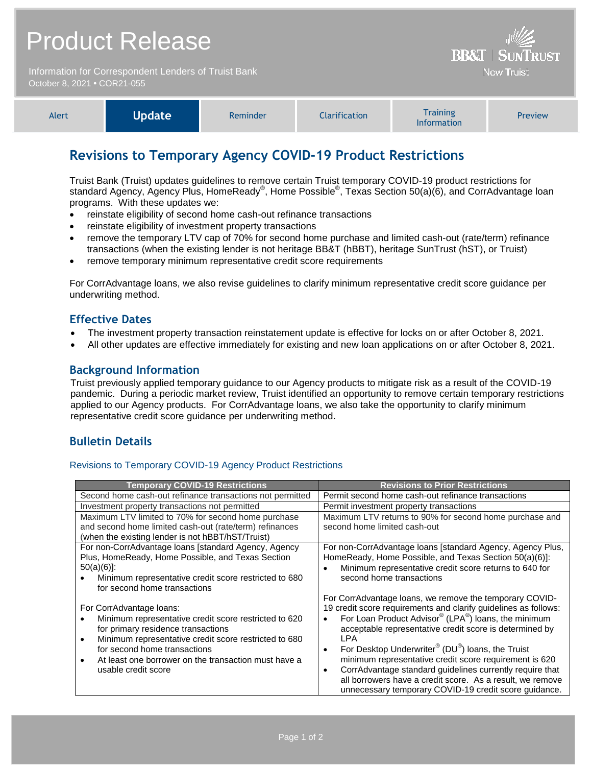# Product Release

Information for Correspondent Lenders of Truist Bank
October 8, 2021 • COR21-055

BB&T | SUNTRUST
Now Truist

| Alert | **Update** | Reminder | Clarification | Training Information | Preview |
|---|---|---|---|---|---|

## Revisions to Temporary Agency COVID-19 Product Restrictions

Truist Bank (Truist) updates guidelines to remove certain Truist temporary COVID-19 product restrictions for standard Agency, Agency Plus, HomeReady®, Home Possible®, Texas Section 50(a)(6), and CorrAdvantage loan programs. With these updates we:

- reinstate eligibility of second home cash-out refinance transactions
- reinstate eligibility of investment property transactions
- remove the temporary LTV cap of 70% for second home purchase and limited cash-out (rate/term) refinance transactions (when the existing lender is not heritage BB&T (hBBT), heritage SunTrust (hST), or Truist)
- remove temporary minimum representative credit score requirements

For CorrAdvantage loans, we also revise guidelines to clarify minimum representative credit score guidance per underwriting method.

### Effective Dates

- The investment property transaction reinstatement update is effective for locks on or after October 8, 2021.
- All other updates are effective immediately for existing and new loan applications on or after October 8, 2021.

### Background Information

Truist previously applied temporary guidance to our Agency products to mitigate risk as a result of the COVID-19 pandemic. During a periodic market review, Truist identified an opportunity to remove certain temporary restrictions applied to our Agency products. For CorrAdvantage loans, we also take the opportunity to clarify minimum representative credit score guidance per underwriting method.

### Bulletin Details

#### Revisions to Temporary COVID-19 Agency Product Restrictions

| Temporary COVID-19 Restrictions | Revisions to Prior Restrictions |
|---|---|
| Second home cash-out refinance transactions not permitted | Permit second home cash-out refinance transactions |
| Investment property transactions not permitted | Permit investment property transactions |
| Maximum LTV limited to 70% for second home purchase and second home limited cash-out (rate/term) refinances (when the existing lender is not hBBT/hST/Truist) | Maximum LTV returns to 90% for second home purchase and second home limited cash-out |
| For non-CorrAdvantage loans [standard Agency, Agency Plus, HomeReady, Home Possible, and Texas Section 50(a)(6)]:<br>• Minimum representative credit score restricted to 680 for second home transactions<br><br>For CorrAdvantage loans:<br>• Minimum representative credit score restricted to 620 for primary residence transactions<br>• Minimum representative credit score restricted to 680 for second home transactions<br>• At least one borrower on the transaction must have a usable credit score | For non-CorrAdvantage loans [standard Agency, Agency Plus, HomeReady, Home Possible, and Texas Section 50(a)(6)]:<br>• Minimum representative credit score returns to 640 for second home transactions<br><br>For CorrAdvantage loans, we remove the temporary COVID-19 credit score requirements and clarify guidelines as follows:<br>• For Loan Product Advisor® (LPA®) loans, the minimum acceptable representative credit score is determined by LPA<br>• For Desktop Underwriter® (DU®) loans, the Truist minimum representative credit score requirement is 620<br>• CorrAdvantage standard guidelines currently require that all borrowers have a credit score. As a result, we remove unnecessary temporary COVID-19 credit score guidance. |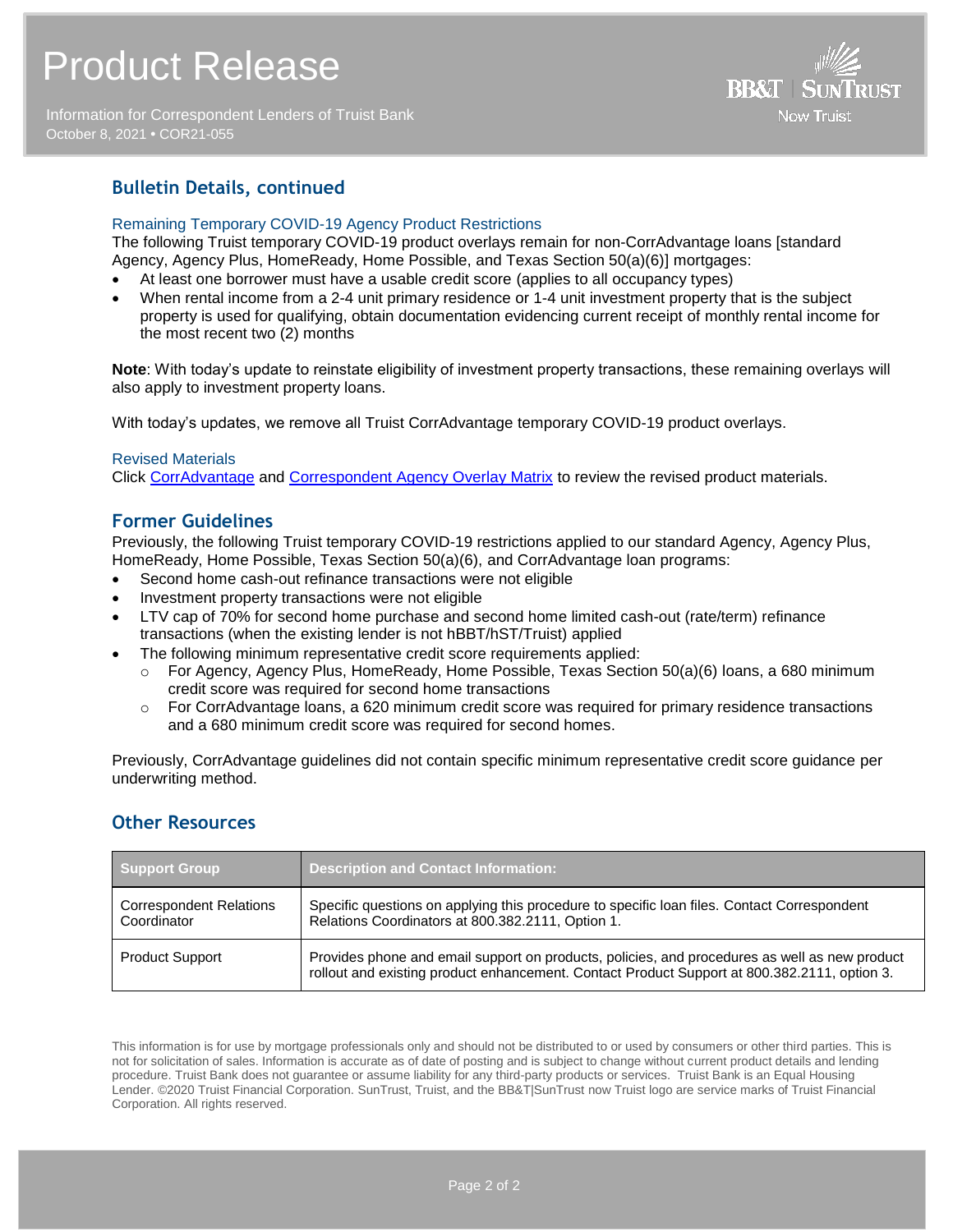## Bulletin Details, continued

### Remaining Temporary COVID-19 Agency Product Restrictions

The following Truist temporary COVID-19 product overlays remain for non-CorrAdvantage loans [standard Agency, Agency Plus, HomeReady, Home Possible, and Texas Section 50(a)(6)] mortgages:

- At least one borrower must have a usable credit score (applies to all occupancy types)
- When rental income from a 2-4 unit primary residence or 1-4 unit investment property that is the subject property is used for qualifying, obtain documentation evidencing current receipt of monthly rental income for the most recent two (2) months

**Note**: With today's update to reinstate eligibility of investment property transactions, these remaining overlays will also apply to investment property loans.

With today's updates, we remove all Truist CorrAdvantage temporary COVID-19 product overlays.

### Revised Materials

Click CorrAdvantage and Correspondent Agency Overlay Matrix to review the revised product materials.

## Former Guidelines

Previously, the following Truist temporary COVID-19 restrictions applied to our standard Agency, Agency Plus, HomeReady, Home Possible, Texas Section 50(a)(6), and CorrAdvantage loan programs:

- Second home cash-out refinance transactions were not eligible
- Investment property transactions were not eligible
- LTV cap of 70% for second home purchase and second home limited cash-out (rate/term) refinance transactions (when the existing lender is not hBBT/hST/Truist) applied
- The following minimum representative credit score requirements applied:
  - For Agency, Agency Plus, HomeReady, Home Possible, Texas Section 50(a)(6) loans, a 680 minimum credit score was required for second home transactions
  - For CorrAdvantage loans, a 620 minimum credit score was required for primary residence transactions and a 680 minimum credit score was required for second homes.

Previously, CorrAdvantage guidelines did not contain specific minimum representative credit score guidance per underwriting method.

## Other Resources

| Support Group | Description and Contact Information: |
|---|---|
| Correspondent Relations Coordinator | Specific questions on applying this procedure to specific loan files. Contact Correspondent Relations Coordinators at 800.382.2111, Option 1. |
| Product Support | Provides phone and email support on products, policies, and procedures as well as new product rollout and existing product enhancement. Contact Product Support at 800.382.2111, option 3. |

This information is for use by mortgage professionals only and should not be distributed to or used by consumers or other third parties. This is not for solicitation of sales. Information is accurate as of date of posting and is subject to change without current product details and lending procedure. Truist Bank does not guarantee or assume liability for any third-party products or services. Truist Bank is an Equal Housing Lender. ©2020 Truist Financial Corporation. SunTrust, Truist, and the BB&T|SunTrust now Truist logo are service marks of Truist Financial Corporation. All rights reserved.